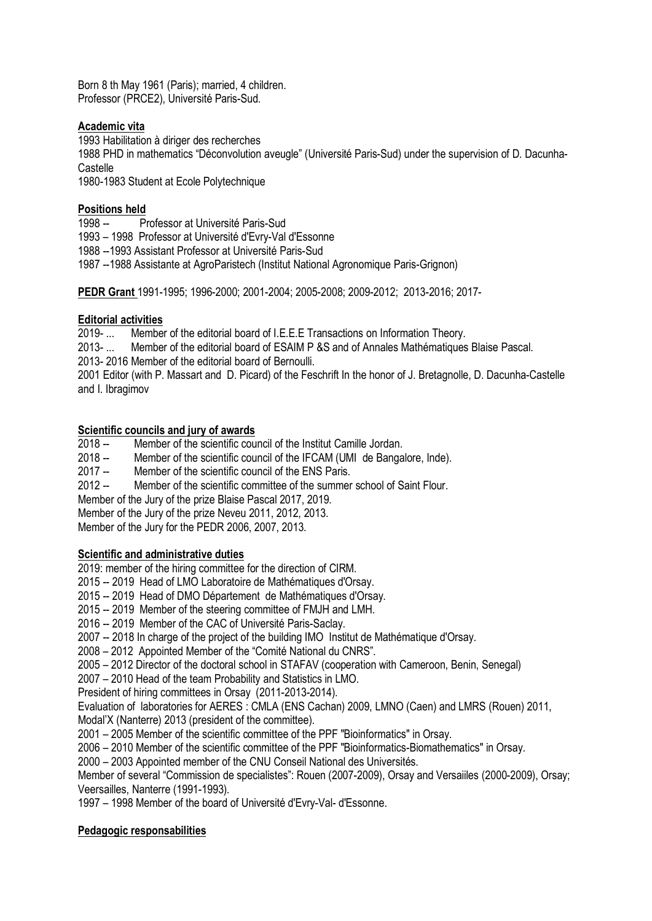Born 8 th May 1961 (Paris); married, 4 children.
Professor (PRCE2), Université Paris-Sud.

**Academic vita**

1993 Habilitation à diriger des recherches
1988 PHD in mathematics "Déconvolution aveugle" (Université Paris-Sud) under the supervision of D. Dacunha-Castelle
1980-1983 Student at Ecole Polytechnique

**Positions held**

1998 -- Professor at Université Paris-Sud
1993 – 1998 Professor at Université d'Evry-Val d'Essonne
1988 --1993 Assistant Professor at Université Paris-Sud
1987 --1988 Assistante at AgroParistech (Institut National Agronomique Paris-Grignon)

**PEDR Grant** 1991-1995; 1996-2000; 2001-2004; 2005-2008; 2009-2012; 2013-2016; 2017-

**Editorial activities**

2019- ... Member of the editorial board of I.E.E.E Transactions on Information Theory.
2013- ... Member of the editorial board of ESAIM P &S and of Annales Mathématiques Blaise Pascal.
2013- 2016 Member of the editorial board of Bernoulli.
2001 Editor (with P. Massart and D. Picard) of the Feschrift In the honor of J. Bretagnolle, D. Dacunha-Castelle and I. Ibragimov

**Scientific councils and jury of awards**

2018 -- Member of the scientific council of the Institut Camille Jordan.
2018 -- Member of the scientific council of the IFCAM (UMI de Bangalore, Inde).
2017 -- Member of the scientific council of the ENS Paris.
2012 -- Member of the scientific committee of the summer school of Saint Flour.
Member of the Jury of the prize Blaise Pascal 2017, 2019.
Member of the Jury of the prize Neveu 2011, 2012, 2013.
Member of the Jury for the PEDR 2006, 2007, 2013.

**Scientific and administrative duties**

2019: member of the hiring committee for the direction of CIRM.
2015 -- 2019 Head of LMO Laboratoire de Mathématiques d'Orsay.
2015 -- 2019 Head of DMO Département de Mathématiques d'Orsay.
2015 -- 2019 Member of the steering committee of FMJH and LMH.
2016 -- 2019 Member of the CAC of Université Paris-Saclay.
2007 -- 2018 In charge of the project of the building IMO Institut de Mathématique d'Orsay.
2008 – 2012 Appointed Member of the "Comité National du CNRS".
2005 – 2012 Director of the doctoral school in STAFAV (cooperation with Cameroon, Benin, Senegal)
2007 – 2010 Head of the team Probability and Statistics in LMO.
President of hiring committees in Orsay (2011-2013-2014).
Evaluation of laboratories for AERES : CMLA (ENS Cachan) 2009, LMNO (Caen) and LMRS (Rouen) 2011, Modal'X (Nanterre) 2013 (president of the committee).
2001 – 2005 Member of the scientific committee of the PPF "Bioinformatics" in Orsay.
2006 – 2010 Member of the scientific committee of the PPF "Bioinformatics-Biomathematics" in Orsay.
2000 – 2003 Appointed member of the CNU Conseil National des Universités.
Member of several "Commission de specialistes": Rouen (2007-2009), Orsay and Versailles (2000-2009), Orsay; Veersailles, Nanterre (1991-1993).
1997 – 1998 Member of the board of Université d'Evry-Val- d'Essonne.

**Pedagogic responsabilities**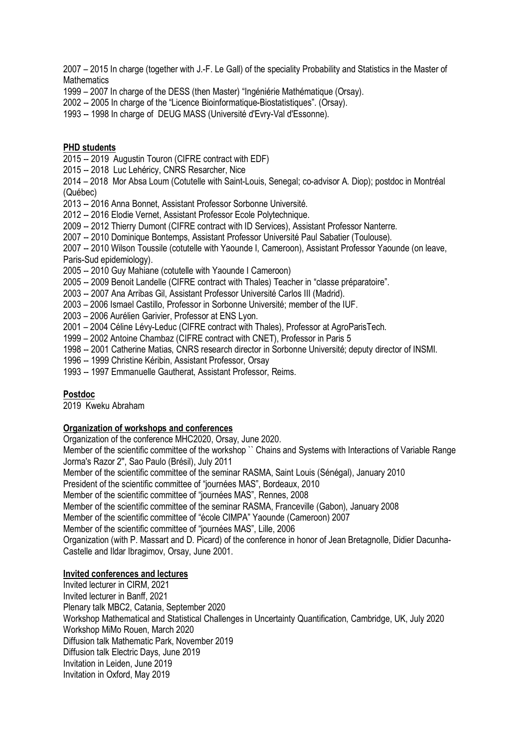2007 – 2015 In charge (together with J.-F. Le Gall) of the speciality Probability and Statistics in the Master of Mathematics

1999 – 2007 In charge of the DESS (then Master) "Ingéniérie Mathématique (Orsay).

2002 -- 2005 In charge of the "Licence Bioinformatique-Biostatistiques". (Orsay).

1993 -- 1998 In charge of DEUG MASS (Université d'Evry-Val d'Essonne).

## PHD students

2015 -- 2019 Augustin Touron (CIFRE contract with EDF)

2015 -- 2018 Luc Lehéricy, CNRS Resarcher, Nice

2014 – 2018 Mor Absa Loum (Cotutelle with Saint-Louis, Senegal; co-advisor A. Diop); postdoc in Montréal (Québec)

2013 -- 2016 Anna Bonnet, Assistant Professor Sorbonne Université.

2012 -- 2016 Elodie Vernet, Assistant Professor Ecole Polytechnique.

2009 -- 2012 Thierry Dumont (CIFRE contract with ID Services), Assistant Professor Nanterre.

2007 -- 2010 Dominique Bontemps, Assistant Professor Université Paul Sabatier (Toulouse).

2007 -- 2010 Wilson Toussile (cotutelle with Yaounde I, Cameroon), Assistant Professor Yaounde (on leave, Paris-Sud epidemiology).

2005 -- 2010 Guy Mahiane (cotutelle with Yaounde I Cameroon)

2005 -- 2009 Benoit Landelle (CIFRE contract with Thales) Teacher in "classe préparatoire".

2003 -- 2007 Ana Arribas Gil, Assistant Professor Université Carlos III (Madrid).

2003 – 2006 Ismael Castillo, Professor in Sorbonne Université; member of the IUF.

2003 – 2006 Aurélien Garivier, Professor at ENS Lyon.

2001 – 2004 Céline Lévy-Leduc (CIFRE contract with Thales), Professor at AgroParisTech.

1999 – 2002 Antoine Chambaz (CIFRE contract with CNET), Professor in Paris 5

1998 -- 2001 Catherine Matias, CNRS research director in Sorbonne Université; deputy director of INSMI.

1996 -- 1999 Christine Kéribin, Assistant Professor, Orsay

1993 -- 1997 Emmanuelle Gautherat, Assistant Professor, Reims.

## Postdoc

2019 Kweku Abraham

## Organization of workshops and conferences

Organization of the conference MHC2020, Orsay, June 2020.

Member of the scientific committee of the workshop `` Chains and Systems with Interactions of Variable Range Jorma's Razor 2'', Sao Paulo (Brésil), July 2011

Member of the scientific committee of the seminar RASMA, Saint Louis (Sénégal), January 2010

President of the scientific committee of "journées MAS", Bordeaux, 2010

Member of the scientific committee of "journées MAS", Rennes, 2008

Member of the scientific committee of the seminar RASMA, Franceville (Gabon), January 2008

Member of the scientific committee of "école CIMPA" Yaounde (Cameroon) 2007

Member of the scientific committee of "journées MAS", Lille, 2006

Organization (with P. Massart and D. Picard) of the conference in honor of Jean Bretagnolle, Didier Dacunha-Castelle and Ildar Ibragimov, Orsay, June 2001.

## Invited conferences and lectures

Invited lecturer in CIRM, 2021

Invited lecturer in Banff, 2021

Plenary talk MBC2, Catania, September 2020

Workshop Mathematical and Statistical Challenges in Uncertainty Quantification, Cambridge, UK, July 2020

Workshop MiMo Rouen, March 2020

Diffusion talk Mathematic Park, November 2019

Diffusion talk Electric Days, June 2019

Invitation in Leiden, June 2019

Invitation in Oxford, May 2019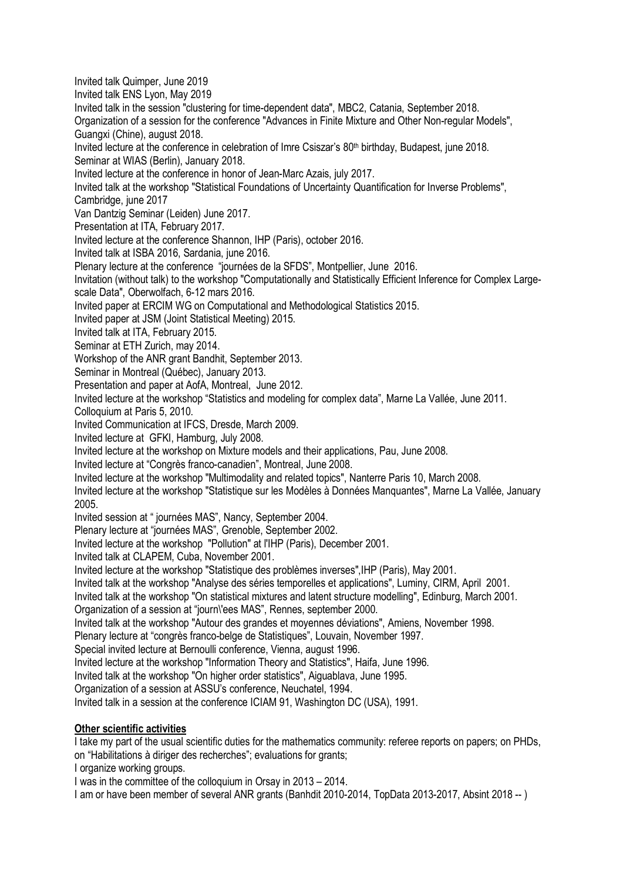Invited talk Quimper, June 2019
Invited talk ENS Lyon, May 2019
Invited talk in the session "clustering for time-dependent data", MBC2, Catania, September 2018.
Organization of a session for the conference "Advances in Finite Mixture and Other Non-regular Models", Guangxi (Chine), august 2018.
Invited lecture at the conference in celebration of Imre Csiszar's 80th birthday, Budapest, june 2018.
Seminar at WIAS (Berlin), January 2018.
Invited lecture at the conference in honor of Jean-Marc Azais, july 2017.
Invited talk at the workshop "Statistical Foundations of Uncertainty Quantification for Inverse Problems", Cambridge, june 2017
Van Dantzig Seminar (Leiden) June 2017.
Presentation at ITA, February 2017.
Invited lecture at the conference Shannon, IHP (Paris), october 2016.
Invited talk at ISBA 2016, Sardania, june 2016.
Plenary lecture at the conference "journées de la SFDS", Montpellier, June 2016.
Invitation (without talk) to the workshop "Computationally and Statistically Efficient Inference for Complex Large-scale Data", Oberwolfach, 6-12 mars 2016.
Invited paper at ERCIM WG on Computational and Methodological Statistics 2015.
Invited paper at JSM (Joint Statistical Meeting) 2015.
Invited talk at ITA, February 2015.
Seminar at ETH Zurich, may 2014.
Workshop of the ANR grant Bandhit, September 2013.
Seminar in Montreal (Québec), January 2013.
Presentation and paper at AofA, Montreal, June 2012.
Invited lecture at the workshop "Statistics and modeling for complex data", Marne La Vallée, June 2011.
Colloquium at Paris 5, 2010.
Invited Communication at IFCS, Dresde, March 2009.
Invited lecture at GFKI, Hamburg, July 2008.
Invited lecture at the workshop on Mixture models and their applications, Pau, June 2008.
Invited lecture at "Congrès franco-canadien", Montreal, June 2008.
Invited lecture at the workshop "Multimodality and related topics", Nanterre Paris 10, March 2008.
Invited lecture at the workshop "Statistique sur les Modèles à Données Manquantes", Marne La Vallée, January 2005.
Invited session at " journées MAS", Nancy, September 2004.
Plenary lecture at "journées MAS", Grenoble, September 2002.
Invited lecture at the workshop "Pollution" at l'IHP (Paris), December 2001.
Invited talk at CLAPEM, Cuba, November 2001.
Invited lecture at the workshop "Statistique des problèmes inverses",IHP (Paris), May 2001.
Invited talk at the workshop "Analyse des séries temporelles et applications", Luminy, CIRM, April 2001.
Invited talk at the workshop "On statistical mixtures and latent structure modelling", Edinburg, March 2001.
Organization of a session at "journ\'ees MAS", Rennes, september 2000.
Invited talk at the workshop "Autour des grandes et moyennes déviations", Amiens, November 1998.
Plenary lecture at "congrès franco-belge de Statistiques", Louvain, November 1997.
Special invited lecture at Bernoulli conference, Vienna, august 1996.
Invited lecture at the workshop "Information Theory and Statistics", Haifa, June 1996.
Invited talk at the workshop "On higher order statistics", Aiguablava, June 1995.
Organization of a session at ASSU's conference, Neuchatel, 1994.
Invited talk in a session at the conference ICIAM 91, Washington DC (USA), 1991.

**Other scientific activities**

I take my part of the usual scientific duties for the mathematics community: referee reports on papers; on PHDs, on "Habilitations à diriger des recherches"; evaluations for grants;
I organize working groups.
I was in the committee of the colloquium in Orsay in 2013 – 2014.
I am or have been member of several ANR grants (Banhdit 2010-2014, TopData 2013-2017, Absint 2018 -- )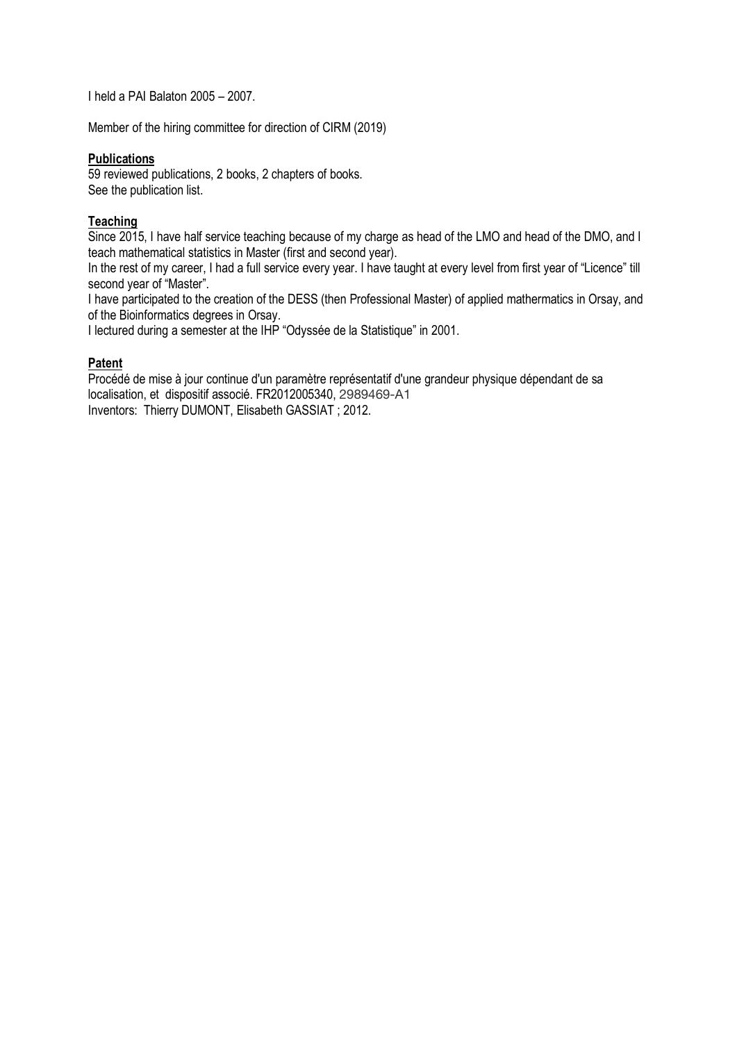I held a PAI Balaton 2005 – 2007.

Member of the hiring committee for direction of CIRM (2019)

## Publications

59 reviewed publications, 2 books, 2 chapters of books.
See the publication list.

## Teaching

Since 2015, I have half service teaching because of my charge as head of the LMO and head of the DMO, and I teach mathematical statistics in Master (first and second year).
In the rest of my career, I had a full service every year. I have taught at every level from first year of "Licence" till second year of "Master".
I have participated to the creation of the DESS (then Professional Master) of applied mathermatics in Orsay, and of the Bioinformatics degrees in Orsay.
I lectured during a semester at the IHP "Odyssée de la Statistique" in 2001.

## Patent

Procédé de mise à jour continue d'un paramètre représentatif d'une grandeur physique dépendant de sa localisation, et dispositif associé. FR2012005340, 2989469-A1
Inventors: Thierry DUMONT, Elisabeth GASSIAT ; 2012.